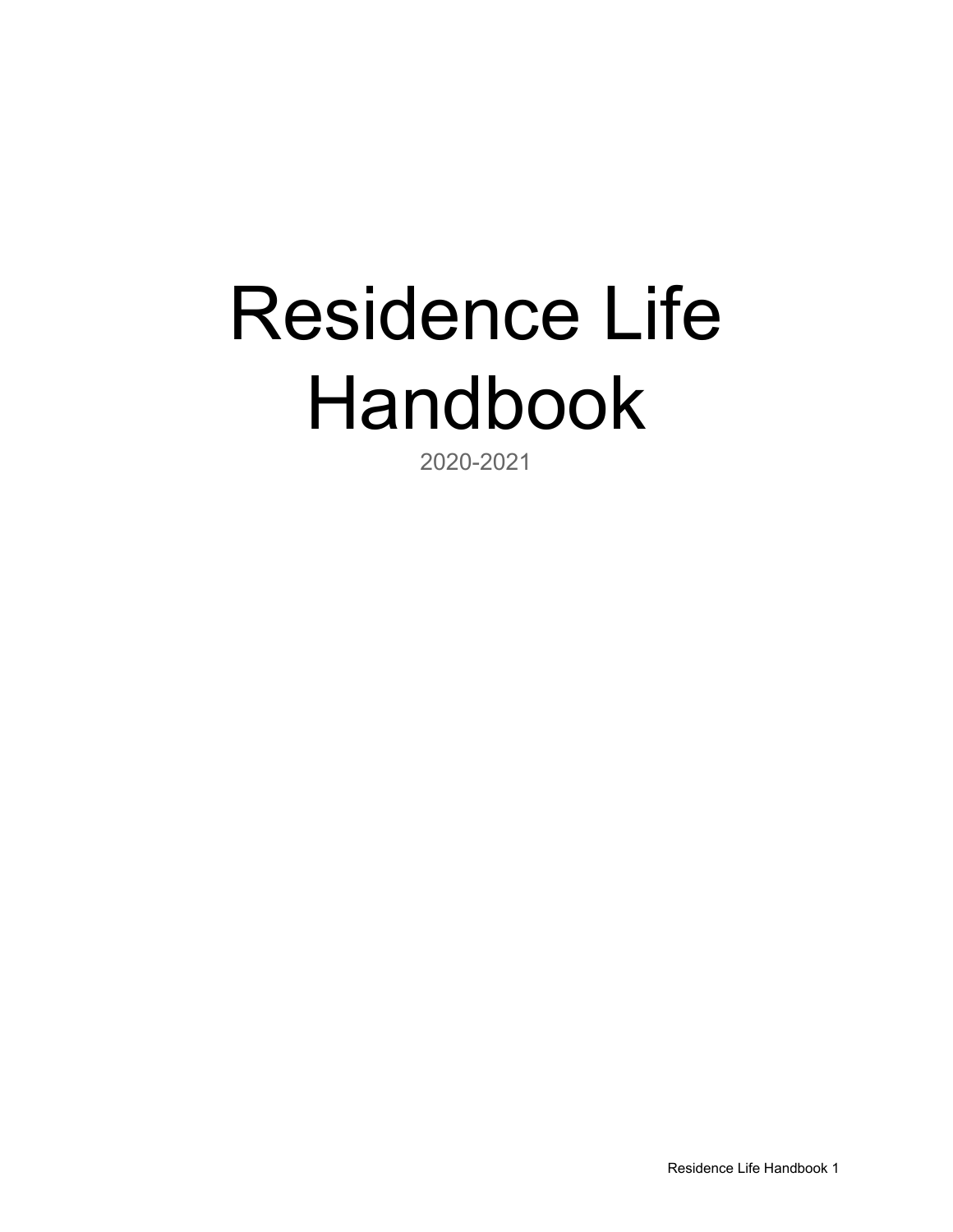# Residence Life Handbook

2020-2021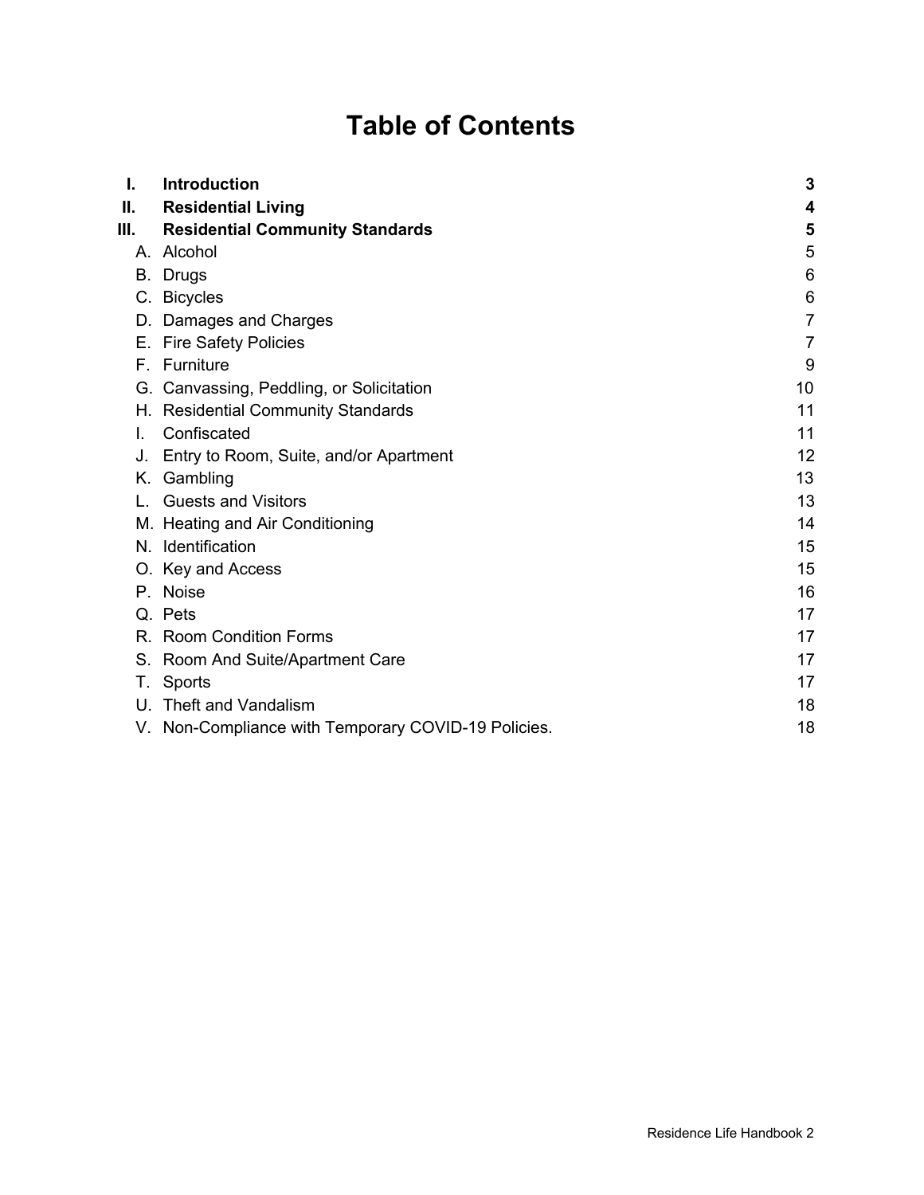# Table of Contents

| | | |
|---|---|---|
| **I.** | **Introduction** | **3** |
| **II.** | **Residential Living** | **4** |
| **III.** | **Residential Community Standards** | **5** |
| A. | Alcohol | 5 |
| B. | Drugs | 6 |
| C. | Bicycles | 6 |
| D. | Damages and Charges | 7 |
| E. | Fire Safety Policies | 7 |
| F. | Furniture | 9 |
| G. | Canvassing, Peddling, or Solicitation | 10 |
| H. | Residential Community Standards | 11 |
| I. | Confiscated | 11 |
| J. | Entry to Room, Suite, and/or Apartment | 12 |
| K. | Gambling | 13 |
| L. | Guests and Visitors | 13 |
| M. | Heating and Air Conditioning | 14 |
| N. | Identification | 15 |
| O. | Key and Access | 15 |
| P. | Noise | 16 |
| Q. | Pets | 17 |
| R. | Room Condition Forms | 17 |
| S. | Room And Suite/Apartment Care | 17 |
| T. | Sports | 17 |
| U. | Theft and Vandalism | 18 |
| V. | Non-Compliance with Temporary COVID-19 Policies. | 18 |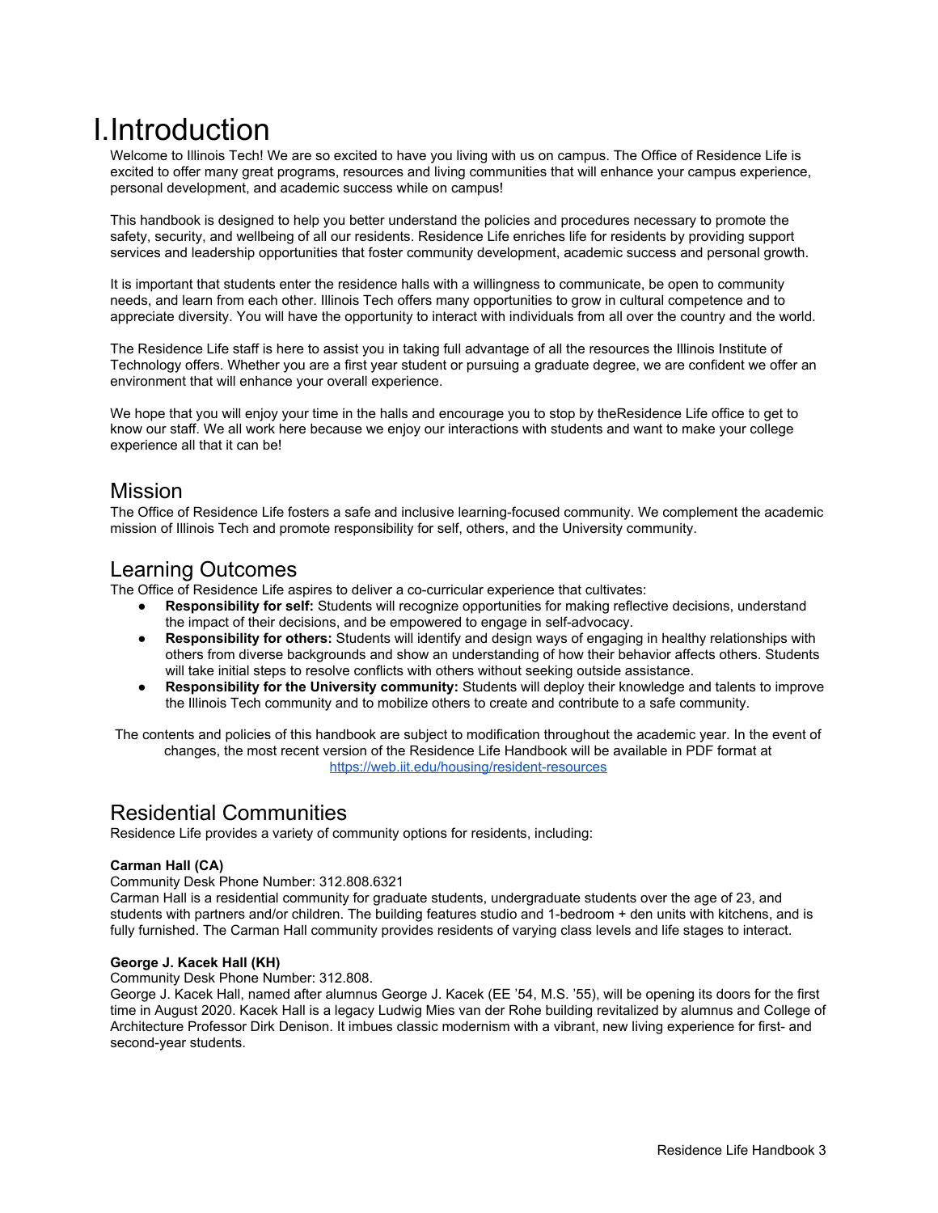# I. Introduction

Welcome to Illinois Tech! We are so excited to have you living with us on campus. The Office of Residence Life is excited to offer many great programs, resources and living communities that will enhance your campus experience, personal development, and academic success while on campus!

This handbook is designed to help you better understand the policies and procedures necessary to promote the safety, security, and wellbeing of all our residents. Residence Life enriches life for residents by providing support services and leadership opportunities that foster community development, academic success and personal growth.

It is important that students enter the residence halls with a willingness to communicate, be open to community needs, and learn from each other. Illinois Tech offers many opportunities to grow in cultural competence and to appreciate diversity. You will have the opportunity to interact with individuals from all over the country and the world.

The Residence Life staff is here to assist you in taking full advantage of all the resources the Illinois Institute of Technology offers. Whether you are a first year student or pursuing a graduate degree, we are confident we offer an environment that will enhance your overall experience.

We hope that you will enjoy your time in the halls and encourage you to stop by theResidence Life office to get to know our staff. We all work here because we enjoy our interactions with students and want to make your college experience all that it can be!

## Mission

The Office of Residence Life fosters a safe and inclusive learning-focused community. We complement the academic mission of Illinois Tech and promote responsibility for self, others, and the University community.

## Learning Outcomes

The Office of Residence Life aspires to deliver a co-curricular experience that cultivates:

- **Responsibility for self:** Students will recognize opportunities for making reflective decisions, understand the impact of their decisions, and be empowered to engage in self-advocacy.
- **Responsibility for others:** Students will identify and design ways of engaging in healthy relationships with others from diverse backgrounds and show an understanding of how their behavior affects others. Students will take initial steps to resolve conflicts with others without seeking outside assistance.
- **Responsibility for the University community:** Students will deploy their knowledge and talents to improve the Illinois Tech community and to mobilize others to create and contribute to a safe community.

The contents and policies of this handbook are subject to modification throughout the academic year. In the event of changes, the most recent version of the Residence Life Handbook will be available in PDF format at https://web.iit.edu/housing/resident-resources

## Residential Communities

Residence Life provides a variety of community options for residents, including:

**Carman Hall (CA)**
Community Desk Phone Number: 312.808.6321
Carman Hall is a residential community for graduate students, undergraduate students over the age of 23, and students with partners and/or children. The building features studio and 1-bedroom + den units with kitchens, and is fully furnished. The Carman Hall community provides residents of varying class levels and life stages to interact.

**George J. Kacek Hall (KH)**
Community Desk Phone Number: 312.808.
George J. Kacek Hall, named after alumnus George J. Kacek (EE '54, M.S. '55), will be opening its doors for the first time in August 2020. Kacek Hall is a legacy Ludwig Mies van der Rohe building revitalized by alumnus and College of Architecture Professor Dirk Denison. It imbues classic modernism with a vibrant, new living experience for first- and second-year students.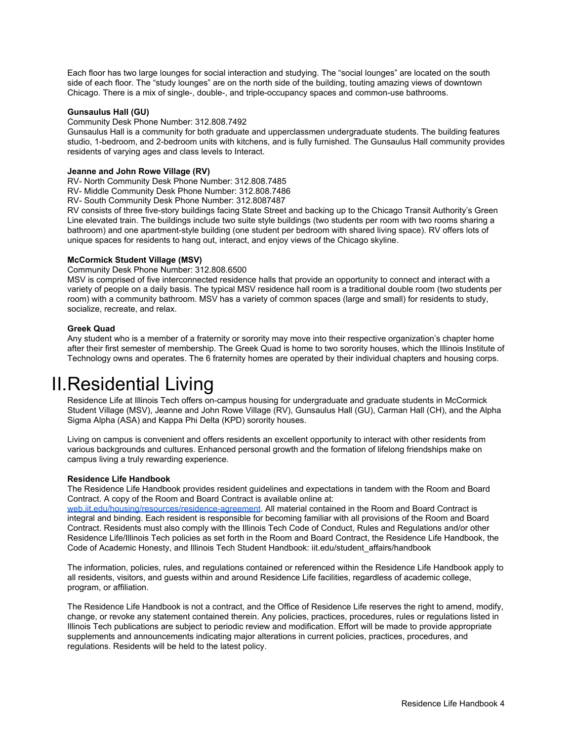Each floor has two large lounges for social interaction and studying. The "social lounges" are located on the south side of each floor. The "study lounges" are on the north side of the building, touting amazing views of downtown Chicago. There is a mix of single-, double-, and triple-occupancy spaces and common-use bathrooms.

**Gunsaulus Hall (GU)**

Community Desk Phone Number: 312.808.7492

Gunsaulus Hall is a community for both graduate and upperclassmen undergraduate students. The building features studio, 1-bedroom, and 2-bedroom units with kitchens, and is fully furnished. The Gunsaulus Hall community provides residents of varying ages and class levels to Interact.

**Jeanne and John Rowe Village (RV)**

RV- North Community Desk Phone Number: 312.808.7485

RV- Middle Community Desk Phone Number: 312.808.7486

RV- South Community Desk Phone Number: 312.8087487

RV consists of three five-story buildings facing State Street and backing up to the Chicago Transit Authority's Green Line elevated train. The buildings include two suite style buildings (two students per room with two rooms sharing a bathroom) and one apartment-style building (one student per bedroom with shared living space). RV offers lots of unique spaces for residents to hang out, interact, and enjoy views of the Chicago skyline.

**McCormick Student Village (MSV)**

Community Desk Phone Number: 312.808.6500

MSV is comprised of five interconnected residence halls that provide an opportunity to connect and interact with a variety of people on a daily basis. The typical MSV residence hall room is a traditional double room (two students per room) with a community bathroom. MSV has a variety of common spaces (large and small) for residents to study, socialize, recreate, and relax.

**Greek Quad**

Any student who is a member of a fraternity or sorority may move into their respective organization's chapter home after their first semester of membership. The Greek Quad is home to two sorority houses, which the Illinois Institute of Technology owns and operates. The 6 fraternity homes are operated by their individual chapters and housing corps.

# II. Residential Living

Residence Life at Illinois Tech offers on-campus housing for undergraduate and graduate students in McCormick Student Village (MSV), Jeanne and John Rowe Village (RV), Gunsaulus Hall (GU), Carman Hall (CH), and the Alpha Sigma Alpha (ASA) and Kappa Phi Delta (KPD) sorority houses.

Living on campus is convenient and offers residents an excellent opportunity to interact with other residents from various backgrounds and cultures. Enhanced personal growth and the formation of lifelong friendships make on campus living a truly rewarding experience.

**Residence Life Handbook**

The Residence Life Handbook provides resident guidelines and expectations in tandem with the Room and Board Contract. A copy of the Room and Board Contract is available online at: web.iit.edu/housing/resources/residence-agreement. All material contained in the Room and Board Contract is integral and binding. Each resident is responsible for becoming familiar with all provisions of the Room and Board Contract. Residents must also comply with the Illinois Tech Code of Conduct, Rules and Regulations and/or other Residence Life/Illinois Tech policies as set forth in the Room and Board Contract, the Residence Life Handbook, the Code of Academic Honesty, and Illinois Tech Student Handbook: iit.edu/student_affairs/handbook

The information, policies, rules, and regulations contained or referenced within the Residence Life Handbook apply to all residents, visitors, and guests within and around Residence Life facilities, regardless of academic college, program, or affiliation.

The Residence Life Handbook is not a contract, and the Office of Residence Life reserves the right to amend, modify, change, or revoke any statement contained therein. Any policies, practices, procedures, rules or regulations listed in Illinois Tech publications are subject to periodic review and modification. Effort will be made to provide appropriate supplements and announcements indicating major alterations in current policies, practices, procedures, and regulations. Residents will be held to the latest policy.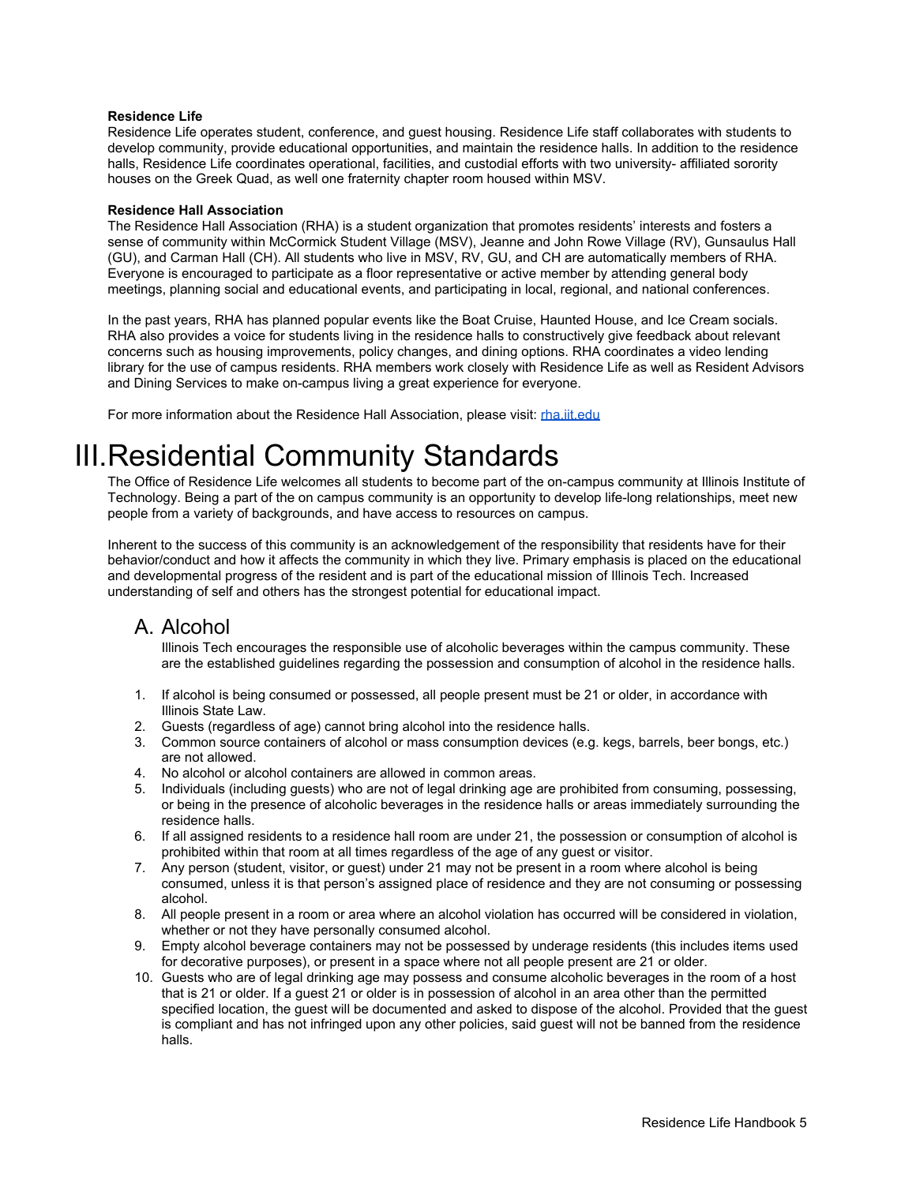**Residence Life**
Residence Life operates student, conference, and guest housing. Residence Life staff collaborates with students to develop community, provide educational opportunities, and maintain the residence halls. In addition to the residence halls, Residence Life coordinates operational, facilities, and custodial efforts with two university- affiliated sorority houses on the Greek Quad, as well one fraternity chapter room housed within MSV.

**Residence Hall Association**
The Residence Hall Association (RHA) is a student organization that promotes residents' interests and fosters a sense of community within McCormick Student Village (MSV), Jeanne and John Rowe Village (RV), Gunsaulus Hall (GU), and Carman Hall (CH). All students who live in MSV, RV, GU, and CH are automatically members of RHA. Everyone is encouraged to participate as a floor representative or active member by attending general body meetings, planning social and educational events, and participating in local, regional, and national conferences.

In the past years, RHA has planned popular events like the Boat Cruise, Haunted House, and Ice Cream socials. RHA also provides a voice for students living in the residence halls to constructively give feedback about relevant concerns such as housing improvements, policy changes, and dining options. RHA coordinates a video lending library for the use of campus residents. RHA members work closely with Residence Life as well as Resident Advisors and Dining Services to make on-campus living a great experience for everyone.

For more information about the Residence Hall Association, please visit: [rha.iit.edu](rha.iit.edu)

# III. Residential Community Standards

The Office of Residence Life welcomes all students to become part of the on-campus community at Illinois Institute of Technology. Being a part of the on campus community is an opportunity to develop life-long relationships, meet new people from a variety of backgrounds, and have access to resources on campus.

Inherent to the success of this community is an acknowledgement of the responsibility that residents have for their behavior/conduct and how it affects the community in which they live. Primary emphasis is placed on the educational and developmental progress of the resident and is part of the educational mission of Illinois Tech. Increased understanding of self and others has the strongest potential for educational impact.

## A. Alcohol

Illinois Tech encourages the responsible use of alcoholic beverages within the campus community. These are the established guidelines regarding the possession and consumption of alcohol in the residence halls.

1. If alcohol is being consumed or possessed, all people present must be 21 or older, in accordance with Illinois State Law.
2. Guests (regardless of age) cannot bring alcohol into the residence halls.
3. Common source containers of alcohol or mass consumption devices (e.g. kegs, barrels, beer bongs, etc.) are not allowed.
4. No alcohol or alcohol containers are allowed in common areas.
5. Individuals (including guests) who are not of legal drinking age are prohibited from consuming, possessing, or being in the presence of alcoholic beverages in the residence halls or areas immediately surrounding the residence halls.
6. If all assigned residents to a residence hall room are under 21, the possession or consumption of alcohol is prohibited within that room at all times regardless of the age of any guest or visitor.
7. Any person (student, visitor, or guest) under 21 may not be present in a room where alcohol is being consumed, unless it is that person's assigned place of residence and they are not consuming or possessing alcohol.
8. All people present in a room or area where an alcohol violation has occurred will be considered in violation, whether or not they have personally consumed alcohol.
9. Empty alcohol beverage containers may not be possessed by underage residents (this includes items used for decorative purposes), or present in a space where not all people present are 21 or older.
10. Guests who are of legal drinking age may possess and consume alcoholic beverages in the room of a host that is 21 or older. If a guest 21 or older is in possession of alcohol in an area other than the permitted specified location, the guest will be documented and asked to dispose of the alcohol. Provided that the guest is compliant and has not infringed upon any other policies, said guest will not be banned from the residence halls.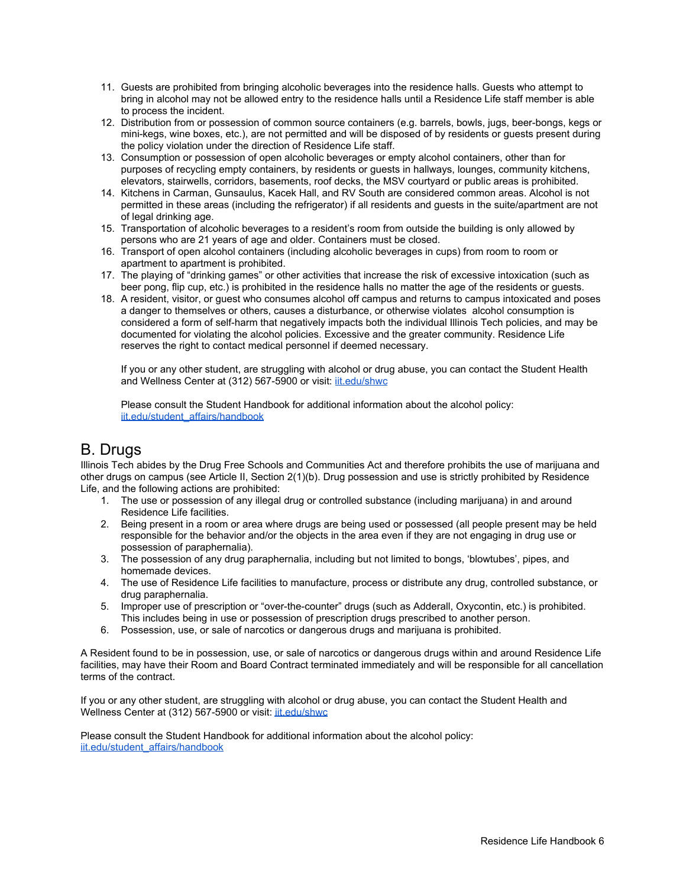11. Guests are prohibited from bringing alcoholic beverages into the residence halls. Guests who attempt to bring in alcohol may not be allowed entry to the residence halls until a Residence Life staff member is able to process the incident.
12. Distribution from or possession of common source containers (e.g. barrels, bowls, jugs, beer-bongs, kegs or mini-kegs, wine boxes, etc.), are not permitted and will be disposed of by residents or guests present during the policy violation under the direction of Residence Life staff.
13. Consumption or possession of open alcoholic beverages or empty alcohol containers, other than for purposes of recycling empty containers, by residents or guests in hallways, lounges, community kitchens, elevators, stairwells, corridors, basements, roof decks, the MSV courtyard or public areas is prohibited.
14. Kitchens in Carman, Gunsaulus, Kacek Hall, and RV South are considered common areas. Alcohol is not permitted in these areas (including the refrigerator) if all residents and guests in the suite/apartment are not of legal drinking age.
15. Transportation of alcoholic beverages to a resident's room from outside the building is only allowed by persons who are 21 years of age and older. Containers must be closed.
16. Transport of open alcohol containers (including alcoholic beverages in cups) from room to room or apartment to apartment is prohibited.
17. The playing of "drinking games" or other activities that increase the risk of excessive intoxication (such as beer pong, flip cup, etc.) is prohibited in the residence halls no matter the age of the residents or guests.
18. A resident, visitor, or guest who consumes alcohol off campus and returns to campus intoxicated and poses a danger to themselves or others, causes a disturbance, or otherwise violates alcohol consumption is considered a form of self-harm that negatively impacts both the individual Illinois Tech policies, and may be documented for violating the alcohol policies. Excessive and the greater community. Residence Life reserves the right to contact medical personnel if deemed necessary.

    If you or any other student, are struggling with alcohol or drug abuse, you can contact the Student Health and Wellness Center at (312) 567-5900 or visit: [iit.edu/shwc](iit.edu/shwc)

    Please consult the Student Handbook for additional information about the alcohol policy: [iit.edu/student_affairs/handbook](iit.edu/student_affairs/handbook)

## B. Drugs

Illinois Tech abides by the Drug Free Schools and Communities Act and therefore prohibits the use of marijuana and other drugs on campus (see Article II, Section 2(1)(b). Drug possession and use is strictly prohibited by Residence Life, and the following actions are prohibited:

1. The use or possession of any illegal drug or controlled substance (including marijuana) in and around Residence Life facilities.
2. Being present in a room or area where drugs are being used or possessed (all people present may be held responsible for the behavior and/or the objects in the area even if they are not engaging in drug use or possession of paraphernalia).
3. The possession of any drug paraphernalia, including but not limited to bongs, 'blowtubes', pipes, and homemade devices.
4. The use of Residence Life facilities to manufacture, process or distribute any drug, controlled substance, or drug paraphernalia.
5. Improper use of prescription or "over-the-counter" drugs (such as Adderall, Oxycontin, etc.) is prohibited. This includes being in use or possession of prescription drugs prescribed to another person.
6. Possession, use, or sale of narcotics or dangerous drugs and marijuana is prohibited.

A Resident found to be in possession, use, or sale of narcotics or dangerous drugs within and around Residence Life facilities, may have their Room and Board Contract terminated immediately and will be responsible for all cancellation terms of the contract.

If you or any other student, are struggling with alcohol or drug abuse, you can contact the Student Health and Wellness Center at (312) 567-5900 or visit: [iit.edu/shwc](iit.edu/shwc)

Please consult the Student Handbook for additional information about the alcohol policy: [iit.edu/student_affairs/handbook](iit.edu/student_affairs/handbook)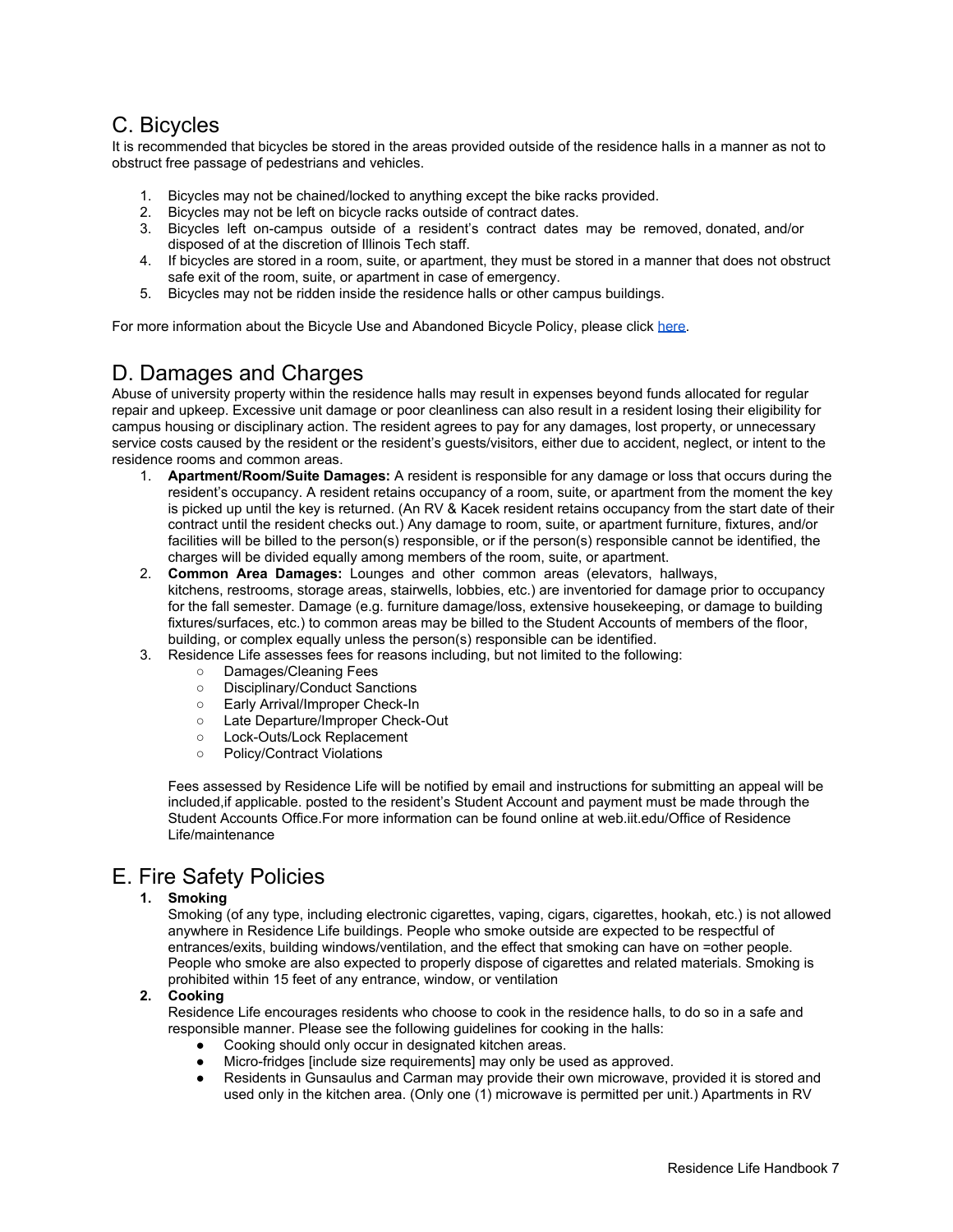## C. Bicycles

It is recommended that bicycles be stored in the areas provided outside of the residence halls in a manner as not to obstruct free passage of pedestrians and vehicles.

1. Bicycles may not be chained/locked to anything except the bike racks provided.
2. Bicycles may not be left on bicycle racks outside of contract dates.
3. Bicycles left on-campus outside of a resident's contract dates may be removed, donated, and/or disposed of at the discretion of Illinois Tech staff.
4. If bicycles are stored in a room, suite, or apartment, they must be stored in a manner that does not obstruct safe exit of the room, suite, or apartment in case of emergency.
5. Bicycles may not be ridden inside the residence halls or other campus buildings.

For more information about the Bicycle Use and Abandoned Bicycle Policy, please click here.

## D. Damages and Charges

Abuse of university property within the residence halls may result in expenses beyond funds allocated for regular repair and upkeep. Excessive unit damage or poor cleanliness can also result in a resident losing their eligibility for campus housing or disciplinary action. The resident agrees to pay for any damages, lost property, or unnecessary service costs caused by the resident or the resident's guests/visitors, either due to accident, neglect, or intent to the residence rooms and common areas.

1. **Apartment/Room/Suite Damages:** A resident is responsible for any damage or loss that occurs during the resident's occupancy. A resident retains occupancy of a room, suite, or apartment from the moment the key is picked up until the key is returned. (An RV & Kacek resident retains occupancy from the start date of their contract until the resident checks out.) Any damage to room, suite, or apartment furniture, fixtures, and/or facilities will be billed to the person(s) responsible, or if the person(s) responsible cannot be identified, the charges will be divided equally among members of the room, suite, or apartment.
2. **Common Area Damages:** Lounges and other common areas (elevators, hallways, kitchens, restrooms, storage areas, stairwells, lobbies, etc.) are inventoried for damage prior to occupancy for the fall semester. Damage (e.g. furniture damage/loss, extensive housekeeping, or damage to building fixtures/surfaces, etc.) to common areas may be billed to the Student Accounts of members of the floor, building, or complex equally unless the person(s) responsible can be identified.
3. Residence Life assesses fees for reasons including, but not limited to the following:
   - Damages/Cleaning Fees
   - Disciplinary/Conduct Sanctions
   - Early Arrival/Improper Check-In
   - Late Departure/Improper Check-Out
   - Lock-Outs/Lock Replacement
   - Policy/Contract Violations

   Fees assessed by Residence Life will be notified by email and instructions for submitting an appeal will be included,if applicable. posted to the resident's Student Account and payment must be made through the Student Accounts Office.For more information can be found online at web.iit.edu/Office of Residence Life/maintenance

## E. Fire Safety Policies

1. **Smoking**
   Smoking (of any type, including electronic cigarettes, vaping, cigars, cigarettes, hookah, etc.) is not allowed anywhere in Residence Life buildings. People who smoke outside are expected to be respectful of entrances/exits, building windows/ventilation, and the effect that smoking can have on =other people. People who smoke are also expected to properly dispose of cigarettes and related materials. Smoking is prohibited within 15 feet of any entrance, window, or ventilation
2. **Cooking**
   Residence Life encourages residents who choose to cook in the residence halls, to do so in a safe and responsible manner. Please see the following guidelines for cooking in the halls:
   - Cooking should only occur in designated kitchen areas.
   - Micro-fridges [include size requirements] may only be used as approved.
   - Residents in Gunsaulus and Carman may provide their own microwave, provided it is stored and used only in the kitchen area. (Only one (1) microwave is permitted per unit.) Apartments in RV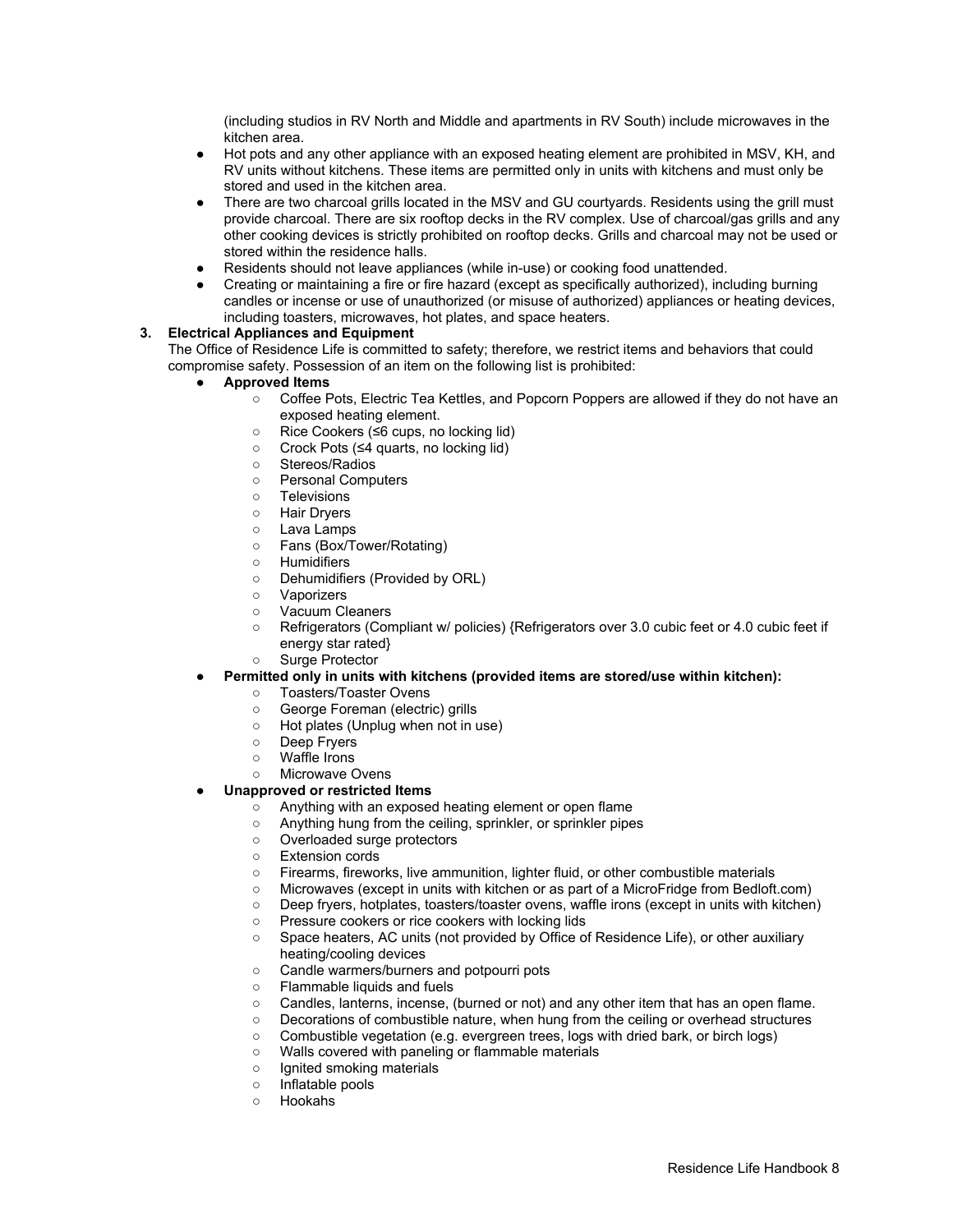(including studios in RV North and Middle and apartments in RV South) include microwaves in the kitchen area.

- Hot pots and any other appliance with an exposed heating element are prohibited in MSV, KH, and RV units without kitchens. These items are permitted only in units with kitchens and must only be stored and used in the kitchen area.
- There are two charcoal grills located in the MSV and GU courtyards. Residents using the grill must provide charcoal. There are six rooftop decks in the RV complex. Use of charcoal/gas grills and any other cooking devices is strictly prohibited on rooftop decks. Grills and charcoal may not be used or stored within the residence halls.
- Residents should not leave appliances (while in-use) or cooking food unattended.
- Creating or maintaining a fire or fire hazard (except as specifically authorized), including burning candles or incense or use of unauthorized (or misuse of authorized) appliances or heating devices, including toasters, microwaves, hot plates, and space heaters.

**3. Electrical Appliances and Equipment**

The Office of Residence Life is committed to safety; therefore, we restrict items and behaviors that could compromise safety. Possession of an item on the following list is prohibited:

- **Approved Items**
  - Coffee Pots, Electric Tea Kettles, and Popcorn Poppers are allowed if they do not have an exposed heating element.
  - Rice Cookers (≤6 cups, no locking lid)
  - Crock Pots (≤4 quarts, no locking lid)
  - Stereos/Radios
  - Personal Computers
  - Televisions
  - Hair Dryers
  - Lava Lamps
  - Fans (Box/Tower/Rotating)
  - Humidifiers
  - Dehumidifiers (Provided by ORL)
  - Vaporizers
  - Vacuum Cleaners
  - Refrigerators (Compliant w/ policies) {Refrigerators over 3.0 cubic feet or 4.0 cubic feet if energy star rated}
  - Surge Protector
- **Permitted only in units with kitchens (provided items are stored/use within kitchen):**
  - Toasters/Toaster Ovens
  - George Foreman (electric) grills
  - Hot plates (Unplug when not in use)
  - Deep Fryers
  - Waffle Irons
  - Microwave Ovens
- **Unapproved or restricted Items**
  - Anything with an exposed heating element or open flame
  - Anything hung from the ceiling, sprinkler, or sprinkler pipes
  - Overloaded surge protectors
  - Extension cords
  - Firearms, fireworks, live ammunition, lighter fluid, or other combustible materials
  - Microwaves (except in units with kitchen or as part of a MicroFridge from Bedloft.com)
  - Deep fryers, hotplates, toasters/toaster ovens, waffle irons (except in units with kitchen)
  - Pressure cookers or rice cookers with locking lids
  - Space heaters, AC units (not provided by Office of Residence Life), or other auxiliary heating/cooling devices
  - Candle warmers/burners and potpourri pots
  - Flammable liquids and fuels
  - Candles, lanterns, incense, (burned or not) and any other item that has an open flame.
  - Decorations of combustible nature, when hung from the ceiling or overhead structures
  - Combustible vegetation (e.g. evergreen trees, logs with dried bark, or birch logs)
  - Walls covered with paneling or flammable materials
  - Ignited smoking materials
  - Inflatable pools
  - Hookahs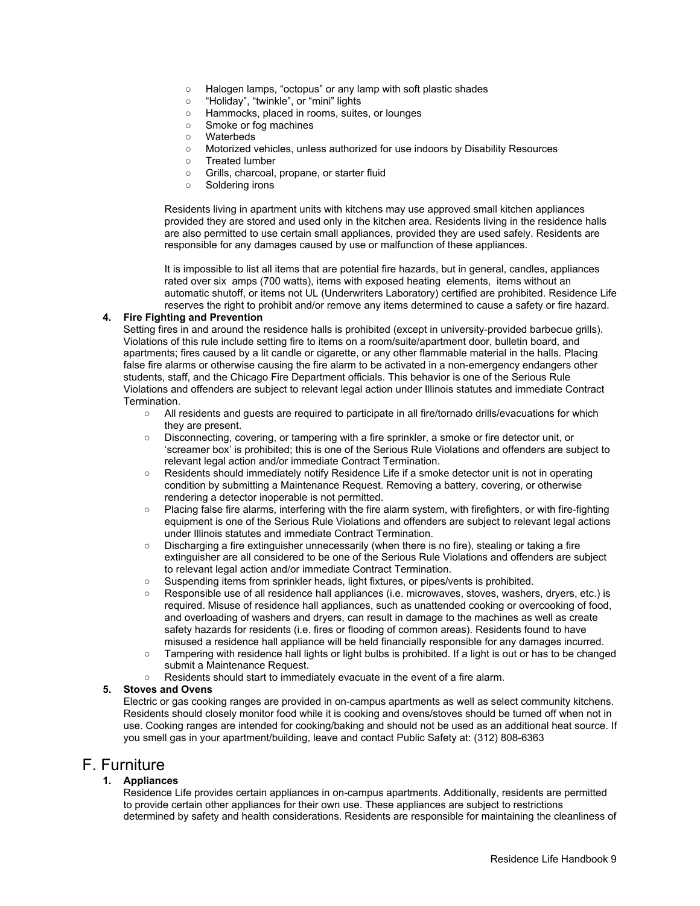- Halogen lamps, “octopus” or any lamp with soft plastic shades
- “Holiday”, “twinkle”, or “mini” lights
- Hammocks, placed in rooms, suites, or lounges
- Smoke or fog machines
- Waterbeds
- Motorized vehicles, unless authorized for use indoors by Disability Resources
- Treated lumber
- Grills, charcoal, propane, or starter fluid
- Soldering irons

Residents living in apartment units with kitchens may use approved small kitchen appliances provided they are stored and used only in the kitchen area. Residents living in the residence halls are also permitted to use certain small appliances, provided they are used safely. Residents are responsible for any damages caused by use or malfunction of these appliances.

It is impossible to list all items that are potential fire hazards, but in general, candles, appliances rated over six amps (700 watts), items with exposed heating elements, items without an automatic shutoff, or items not UL (Underwriters Laboratory) certified are prohibited. Residence Life reserves the right to prohibit and/or remove any items determined to cause a safety or fire hazard.

4. **Fire Fighting and Prevention**
   Setting fires in and around the residence halls is prohibited (except in university-provided barbecue grills). Violations of this rule include setting fire to items on a room/suite/apartment door, bulletin board, and apartments; fires caused by a lit candle or cigarette, or any other flammable material in the halls. Placing false fire alarms or otherwise causing the fire alarm to be activated in a non-emergency endangers other students, staff, and the Chicago Fire Department officials. This behavior is one of the Serious Rule Violations and offenders are subject to relevant legal action under Illinois statutes and immediate Contract Termination.
   - All residents and guests are required to participate in all fire/tornado drills/evacuations for which they are present.
   - Disconnecting, covering, or tampering with a fire sprinkler, a smoke or fire detector unit, or ‘screamer box’ is prohibited; this is one of the Serious Rule Violations and offenders are subject to relevant legal action and/or immediate Contract Termination.
   - Residents should immediately notify Residence Life if a smoke detector unit is not in operating condition by submitting a Maintenance Request. Removing a battery, covering, or otherwise rendering a detector inoperable is not permitted.
   - Placing false fire alarms, interfering with the fire alarm system, with firefighters, or with fire-fighting equipment is one of the Serious Rule Violations and offenders are subject to relevant legal actions under Illinois statutes and immediate Contract Termination.
   - Discharging a fire extinguisher unnecessarily (when there is no fire), stealing or taking a fire extinguisher are all considered to be one of the Serious Rule Violations and offenders are subject to relevant legal action and/or immediate Contract Termination.
   - Suspending items from sprinkler heads, light fixtures, or pipes/vents is prohibited.
   - Responsible use of all residence hall appliances (i.e. microwaves, stoves, washers, dryers, etc.) is required. Misuse of residence hall appliances, such as unattended cooking or overcooking of food, and overloading of washers and dryers, can result in damage to the machines as well as create safety hazards for residents (i.e. fires or flooding of common areas). Residents found to have misused a residence hall appliance will be held financially responsible for any damages incurred.
   - Tampering with residence hall lights or light bulbs is prohibited. If a light is out or has to be changed submit a Maintenance Request.
   - Residents should start to immediately evacuate in the event of a fire alarm.
5. **Stoves and Ovens**
   Electric or gas cooking ranges are provided in on-campus apartments as well as select community kitchens. Residents should closely monitor food while it is cooking and ovens/stoves should be turned off when not in use. Cooking ranges are intended for cooking/baking and should not be used as an additional heat source. If you smell gas in your apartment/building, leave and contact Public Safety at: (312) 808-6363

## F. Furniture

1. **Appliances**
   Residence Life provides certain appliances in on-campus apartments. Additionally, residents are permitted to provide certain other appliances for their own use. These appliances are subject to restrictions determined by safety and health considerations. Residents are responsible for maintaining the cleanliness of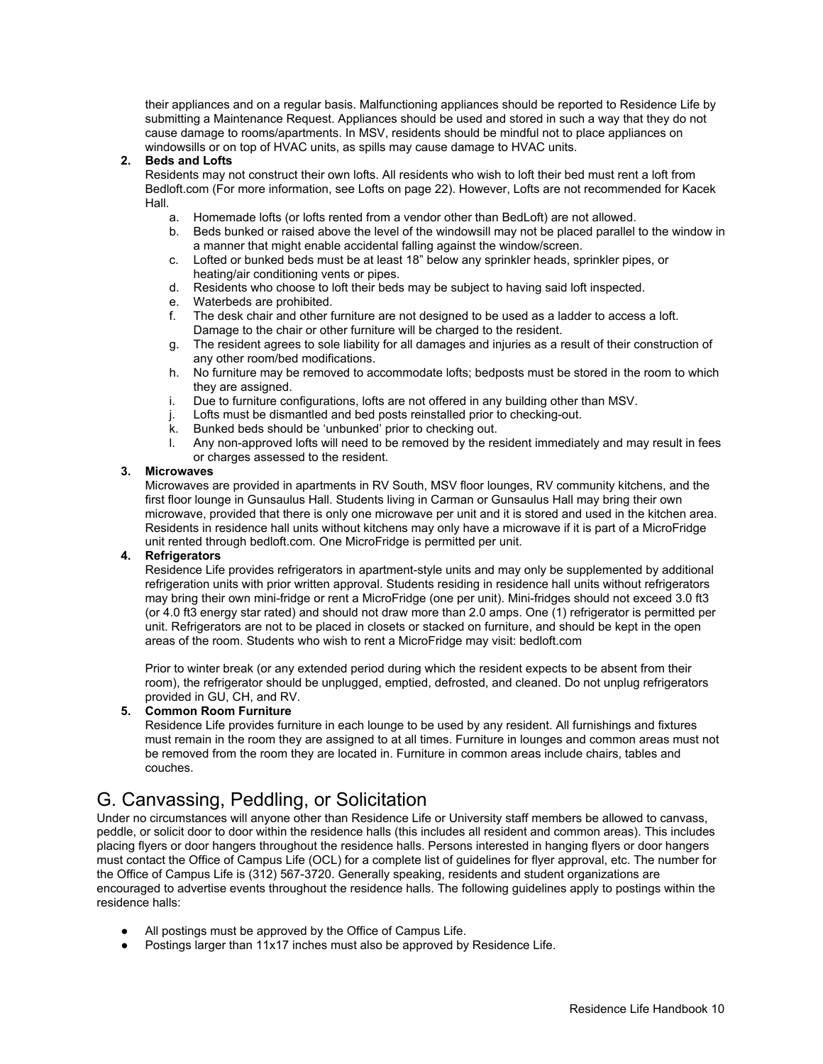their appliances and on a regular basis. Malfunctioning appliances should be reported to Residence Life by submitting a Maintenance Request. Appliances should be used and stored in such a way that they do not cause damage to rooms/apartments. In MSV, residents should be mindful not to place appliances on windowsills or on top of HVAC units, as spills may cause damage to HVAC units.

2. **Beds and Lofts**
   Residents may not construct their own lofts. All residents who wish to loft their bed must rent a loft from Bedloft.com (For more information, see Lofts on page 22). However, Lofts are not recommended for Kacek Hall.
   a. Homemade lofts (or lofts rented from a vendor other than BedLoft) are not allowed.
   b. Beds bunked or raised above the level of the windowsill may not be placed parallel to the window in a manner that might enable accidental falling against the window/screen.
   c. Lofted or bunked beds must be at least 18" below any sprinkler heads, sprinkler pipes, or heating/air conditioning vents or pipes.
   d. Residents who choose to loft their beds may be subject to having said loft inspected.
   e. Waterbeds are prohibited.
   f. The desk chair and other furniture are not designed to be used as a ladder to access a loft. Damage to the chair or other furniture will be charged to the resident.
   g. The resident agrees to sole liability for all damages and injuries as a result of their construction of any other room/bed modifications.
   h. No furniture may be removed to accommodate lofts; bedposts must be stored in the room to which they are assigned.
   i. Due to furniture configurations, lofts are not offered in any building other than MSV.
   j. Lofts must be dismantled and bed posts reinstalled prior to checking-out.
   k. Bunked beds should be 'unbunked' prior to checking out.
   l. Any non-approved lofts will need to be removed by the resident immediately and may result in fees or charges assessed to the resident.

3. **Microwaves**
   Microwaves are provided in apartments in RV South, MSV floor lounges, RV community kitchens, and the first floor lounge in Gunsaulus Hall. Students living in Carman or Gunsaulus Hall may bring their own microwave, provided that there is only one microwave per unit and it is stored and used in the kitchen area. Residents in residence hall units without kitchens may only have a microwave if it is part of a MicroFridge unit rented through bedloft.com. One MicroFridge is permitted per unit.

4. **Refrigerators**
   Residence Life provides refrigerators in apartment-style units and may only be supplemented by additional refrigeration units with prior written approval. Students residing in residence hall units without refrigerators may bring their own mini-fridge or rent a MicroFridge (one per unit). Mini-fridges should not exceed 3.0 ft3 (or 4.0 ft3 energy star rated) and should not draw more than 2.0 amps. One (1) refrigerator is permitted per unit. Refrigerators are not to be placed in closets or stacked on furniture, and should be kept in the open areas of the room. Students who wish to rent a MicroFridge may visit: bedloft.com

   Prior to winter break (or any extended period during which the resident expects to be absent from their room), the refrigerator should be unplugged, emptied, defrosted, and cleaned. Do not unplug refrigerators provided in GU, CH, and RV.

5. **Common Room Furniture**
   Residence Life provides furniture in each lounge to be used by any resident. All furnishings and fixtures must remain in the room they are assigned to at all times. Furniture in lounges and common areas must not be removed from the room they are located in. Furniture in common areas include chairs, tables and couches.

## G. Canvassing, Peddling, or Solicitation

Under no circumstances will anyone other than Residence Life or University staff members be allowed to canvass, peddle, or solicit door to door within the residence halls (this includes all resident and common areas). This includes placing flyers or door hangers throughout the residence halls. Persons interested in hanging flyers or door hangers must contact the Office of Campus Life (OCL) for a complete list of guidelines for flyer approval, etc. The number for the Office of Campus Life is (312) 567-3720. Generally speaking, residents and student organizations are encouraged to advertise events throughout the residence halls. The following guidelines apply to postings within the residence halls:

- All postings must be approved by the Office of Campus Life.
- Postings larger than 11x17 inches must also be approved by Residence Life.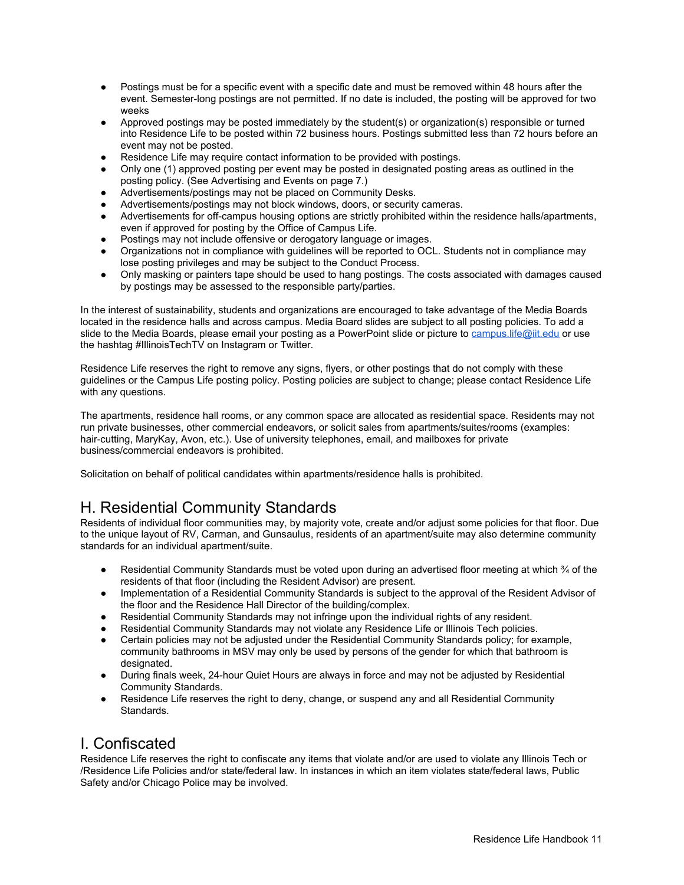- Postings must be for a specific event with a specific date and must be removed within 48 hours after the event. Semester-long postings are not permitted. If no date is included, the posting will be approved for two weeks
- Approved postings may be posted immediately by the student(s) or organization(s) responsible or turned into Residence Life to be posted within 72 business hours. Postings submitted less than 72 hours before an event may not be posted.
- Residence Life may require contact information to be provided with postings.
- Only one (1) approved posting per event may be posted in designated posting areas as outlined in the posting policy. (See Advertising and Events on page 7.)
- Advertisements/postings may not be placed on Community Desks.
- Advertisements/postings may not block windows, doors, or security cameras.
- Advertisements for off-campus housing options are strictly prohibited within the residence halls/apartments, even if approved for posting by the Office of Campus Life.
- Postings may not include offensive or derogatory language or images.
- Organizations not in compliance with guidelines will be reported to OCL. Students not in compliance may lose posting privileges and may be subject to the Conduct Process.
- Only masking or painters tape should be used to hang postings. The costs associated with damages caused by postings may be assessed to the responsible party/parties.

In the interest of sustainability, students and organizations are encouraged to take advantage of the Media Boards located in the residence halls and across campus. Media Board slides are subject to all posting policies. To add a slide to the Media Boards, please email your posting as a PowerPoint slide or picture to campus.life@iit.edu or use the hashtag #IllinoisTechTV on Instagram or Twitter.

Residence Life reserves the right to remove any signs, flyers, or other postings that do not comply with these guidelines or the Campus Life posting policy. Posting policies are subject to change; please contact Residence Life with any questions.

The apartments, residence hall rooms, or any common space are allocated as residential space. Residents may not run private businesses, other commercial endeavors, or solicit sales from apartments/suites/rooms (examples: hair-cutting, MaryKay, Avon, etc.). Use of university telephones, email, and mailboxes for private business/commercial endeavors is prohibited.

Solicitation on behalf of political candidates within apartments/residence halls is prohibited.

## H. Residential Community Standards

Residents of individual floor communities may, by majority vote, create and/or adjust some policies for that floor. Due to the unique layout of RV, Carman, and Gunsaulus, residents of an apartment/suite may also determine community standards for an individual apartment/suite.

- Residential Community Standards must be voted upon during an advertised floor meeting at which ¾ of the residents of that floor (including the Resident Advisor) are present.
- Implementation of a Residential Community Standards is subject to the approval of the Resident Advisor of the floor and the Residence Hall Director of the building/complex.
- Residential Community Standards may not infringe upon the individual rights of any resident.
- Residential Community Standards may not violate any Residence Life or Illinois Tech policies.
- Certain policies may not be adjusted under the Residential Community Standards policy; for example, community bathrooms in MSV may only be used by persons of the gender for which that bathroom is designated.
- During finals week, 24-hour Quiet Hours are always in force and may not be adjusted by Residential Community Standards.
- Residence Life reserves the right to deny, change, or suspend any and all Residential Community Standards.

## I. Confiscated

Residence Life reserves the right to confiscate any items that violate and/or are used to violate any Illinois Tech or /Residence Life Policies and/or state/federal law. In instances in which an item violates state/federal laws, Public Safety and/or Chicago Police may be involved.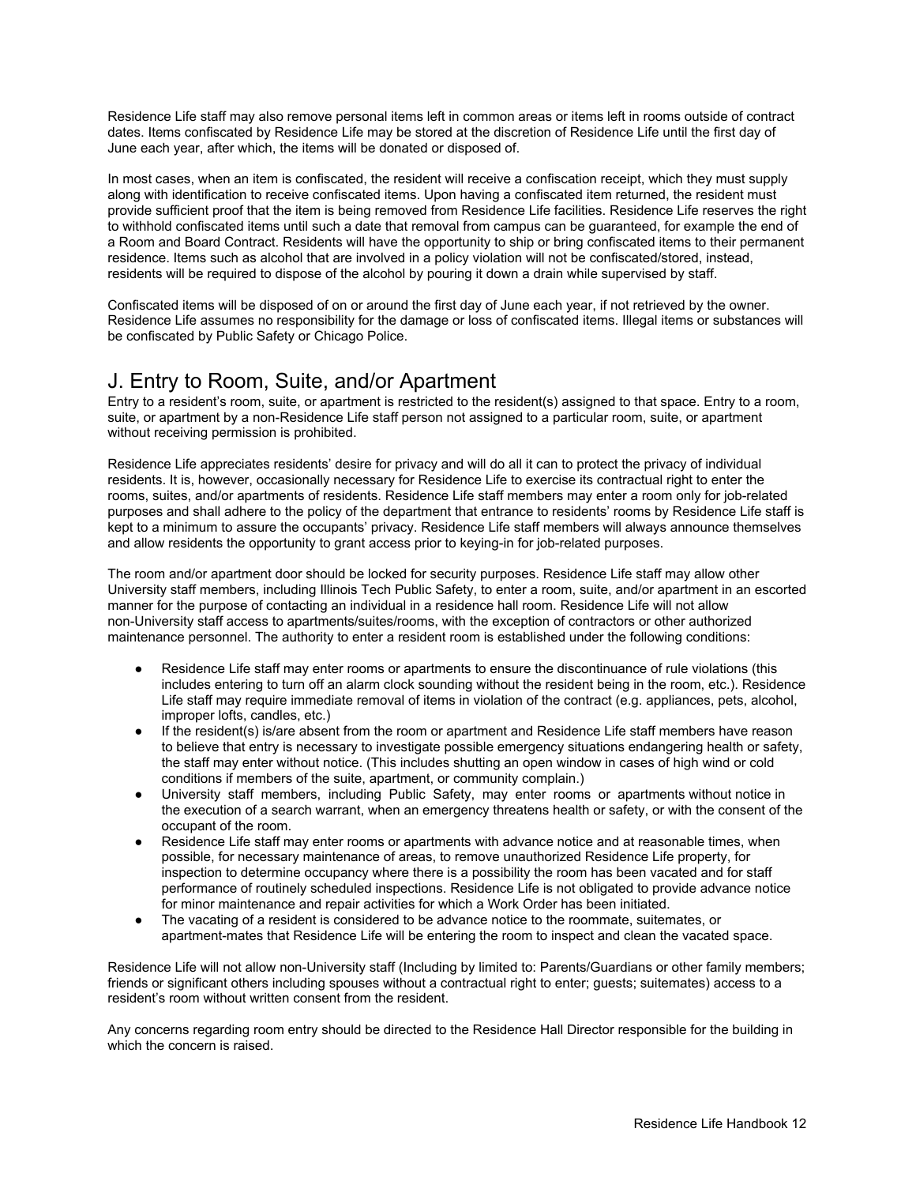Residence Life staff may also remove personal items left in common areas or items left in rooms outside of contract dates. Items confiscated by Residence Life may be stored at the discretion of Residence Life until the first day of June each year, after which, the items will be donated or disposed of.

In most cases, when an item is confiscated, the resident will receive a confiscation receipt, which they must supply along with identification to receive confiscated items. Upon having a confiscated item returned, the resident must provide sufficient proof that the item is being removed from Residence Life facilities. Residence Life reserves the right to withhold confiscated items until such a date that removal from campus can be guaranteed, for example the end of a Room and Board Contract. Residents will have the opportunity to ship or bring confiscated items to their permanent residence. Items such as alcohol that are involved in a policy violation will not be confiscated/stored, instead, residents will be required to dispose of the alcohol by pouring it down a drain while supervised by staff.

Confiscated items will be disposed of on or around the first day of June each year, if not retrieved by the owner. Residence Life assumes no responsibility for the damage or loss of confiscated items. Illegal items or substances will be confiscated by Public Safety or Chicago Police.

## J. Entry to Room, Suite, and/or Apartment

Entry to a resident's room, suite, or apartment is restricted to the resident(s) assigned to that space. Entry to a room, suite, or apartment by a non-Residence Life staff person not assigned to a particular room, suite, or apartment without receiving permission is prohibited.

Residence Life appreciates residents' desire for privacy and will do all it can to protect the privacy of individual residents. It is, however, occasionally necessary for Residence Life to exercise its contractual right to enter the rooms, suites, and/or apartments of residents. Residence Life staff members may enter a room only for job-related purposes and shall adhere to the policy of the department that entrance to residents' rooms by Residence Life staff is kept to a minimum to assure the occupants' privacy. Residence Life staff members will always announce themselves and allow residents the opportunity to grant access prior to keying-in for job-related purposes.

The room and/or apartment door should be locked for security purposes. Residence Life staff may allow other University staff members, including Illinois Tech Public Safety, to enter a room, suite, and/or apartment in an escorted manner for the purpose of contacting an individual in a residence hall room. Residence Life will not allow non-University staff access to apartments/suites/rooms, with the exception of contractors or other authorized maintenance personnel. The authority to enter a resident room is established under the following conditions:

- Residence Life staff may enter rooms or apartments to ensure the discontinuance of rule violations (this includes entering to turn off an alarm clock sounding without the resident being in the room, etc.). Residence Life staff may require immediate removal of items in violation of the contract (e.g. appliances, pets, alcohol, improper lofts, candles, etc.)
- If the resident(s) is/are absent from the room or apartment and Residence Life staff members have reason to believe that entry is necessary to investigate possible emergency situations endangering health or safety, the staff may enter without notice. (This includes shutting an open window in cases of high wind or cold conditions if members of the suite, apartment, or community complain.)
- University staff members, including Public Safety, may enter rooms or apartments without notice in the execution of a search warrant, when an emergency threatens health or safety, or with the consent of the occupant of the room.
- Residence Life staff may enter rooms or apartments with advance notice and at reasonable times, when possible, for necessary maintenance of areas, to remove unauthorized Residence Life property, for inspection to determine occupancy where there is a possibility the room has been vacated and for staff performance of routinely scheduled inspections. Residence Life is not obligated to provide advance notice for minor maintenance and repair activities for which a Work Order has been initiated.
- The vacating of a resident is considered to be advance notice to the roommate, suitemates, or apartment-mates that Residence Life will be entering the room to inspect and clean the vacated space.

Residence Life will not allow non-University staff (Including by limited to: Parents/Guardians or other family members; friends or significant others including spouses without a contractual right to enter; guests; suitemates) access to a resident's room without written consent from the resident.

Any concerns regarding room entry should be directed to the Residence Hall Director responsible for the building in which the concern is raised.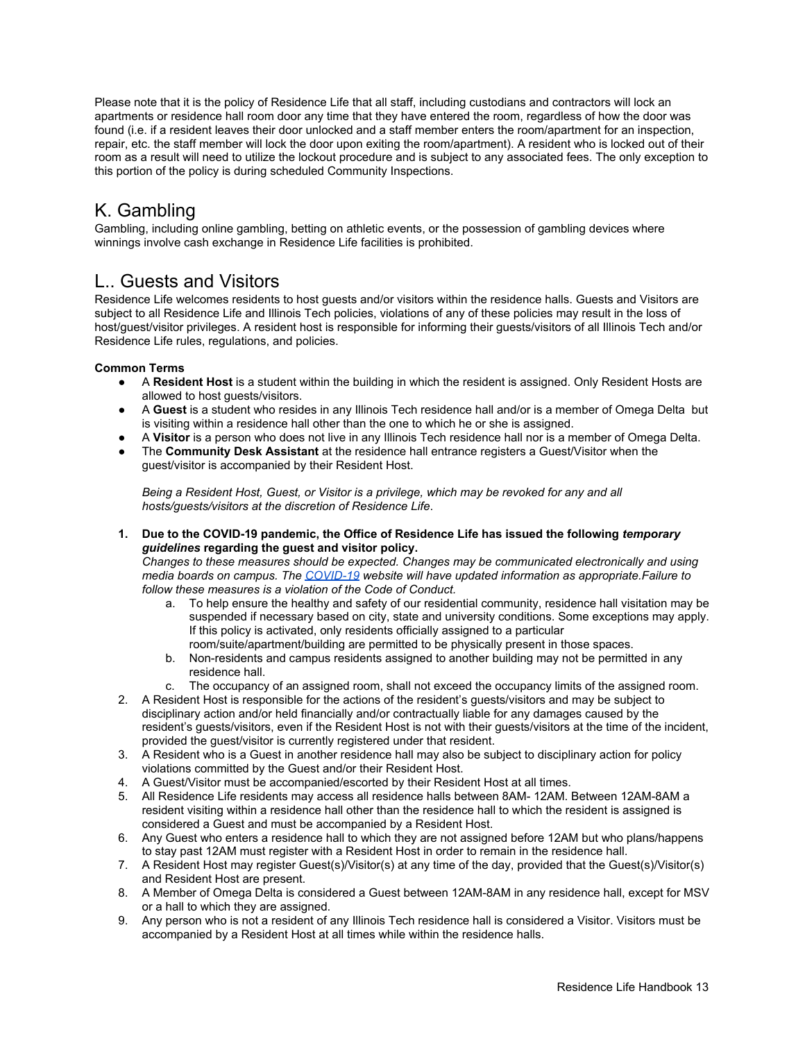Please note that it is the policy of Residence Life that all staff, including custodians and contractors will lock an apartments or residence hall room door any time that they have entered the room, regardless of how the door was found (i.e. if a resident leaves their door unlocked and a staff member enters the room/apartment for an inspection, repair, etc. the staff member will lock the door upon exiting the room/apartment). A resident who is locked out of their room as a result will need to utilize the lockout procedure and is subject to any associated fees. The only exception to this portion of the policy is during scheduled Community Inspections.

## K. Gambling

Gambling, including online gambling, betting on athletic events, or the possession of gambling devices where winnings involve cash exchange in Residence Life facilities is prohibited.

## L.. Guests and Visitors

Residence Life welcomes residents to host guests and/or visitors within the residence halls. Guests and Visitors are subject to all Residence Life and Illinois Tech policies, violations of any of these policies may result in the loss of host/guest/visitor privileges. A resident host is responsible for informing their guests/visitors of all Illinois Tech and/or Residence Life rules, regulations, and policies.

**Common Terms**

- A **Resident Host** is a student within the building in which the resident is assigned. Only Resident Hosts are allowed to host guests/visitors.
- A **Guest** is a student who resides in any Illinois Tech residence hall and/or is a member of Omega Delta but is visiting within a residence hall other than the one to which he or she is assigned.
- A **Visitor** is a person who does not live in any Illinois Tech residence hall nor is a member of Omega Delta.
- The **Community Desk Assistant** at the residence hall entrance registers a Guest/Visitor when the guest/visitor is accompanied by their Resident Host.

  *Being a Resident Host, Guest, or Visitor is a privilege, which may be revoked for any and all hosts/guests/visitors at the discretion of Residence Life.*

1. **Due to the COVID-19 pandemic, the Office of Residence Life has issued the following *temporary guidelines* regarding the guest and visitor policy.**
   *Changes to these measures should be expected. Changes may be communicated electronically and using media boards on campus. The COVID-19 website will have updated information as appropriate.Failure to follow these measures is a violation of the Code of Conduct.*
   a. To help ensure the healthy and safety of our residential community, residence hall visitation may be suspended if necessary based on city, state and university conditions. Some exceptions may apply. If this policy is activated, only residents officially assigned to a particular room/suite/apartment/building are permitted to be physically present in those spaces.
   b. Non-residents and campus residents assigned to another building may not be permitted in any residence hall.
   c. The occupancy of an assigned room, shall not exceed the occupancy limits of the assigned room.
2. A Resident Host is responsible for the actions of the resident's guests/visitors and may be subject to disciplinary action and/or held financially and/or contractually liable for any damages caused by the resident's guests/visitors, even if the Resident Host is not with their guests/visitors at the time of the incident, provided the guest/visitor is currently registered under that resident.
3. A Resident who is a Guest in another residence hall may also be subject to disciplinary action for policy violations committed by the Guest and/or their Resident Host.
4. A Guest/Visitor must be accompanied/escorted by their Resident Host at all times.
5. All Residence Life residents may access all residence halls between 8AM- 12AM. Between 12AM-8AM a resident visiting within a residence hall other than the residence hall to which the resident is assigned is considered a Guest and must be accompanied by a Resident Host.
6. Any Guest who enters a residence hall to which they are not assigned before 12AM but who plans/happens to stay past 12AM must register with a Resident Host in order to remain in the residence hall.
7. A Resident Host may register Guest(s)/Visitor(s) at any time of the day, provided that the Guest(s)/Visitor(s) and Resident Host are present.
8. A Member of Omega Delta is considered a Guest between 12AM-8AM in any residence hall, except for MSV or a hall to which they are assigned.
9. Any person who is not a resident of any Illinois Tech residence hall is considered a Visitor. Visitors must be accompanied by a Resident Host at all times while within the residence halls.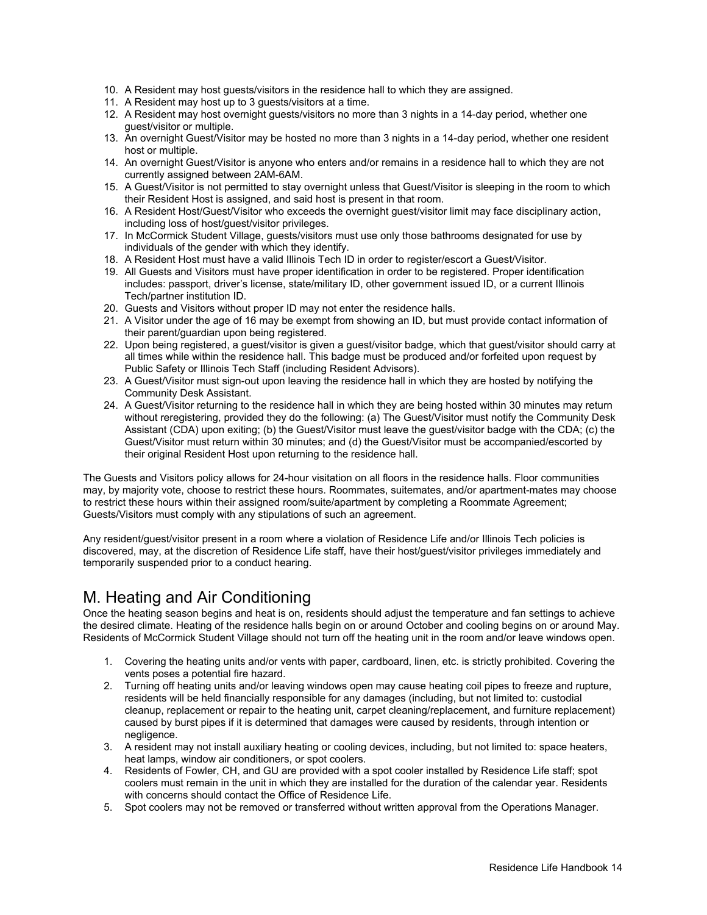10. A Resident may host guests/visitors in the residence hall to which they are assigned.
11. A Resident may host up to 3 guests/visitors at a time.
12. A Resident may host overnight guests/visitors no more than 3 nights in a 14-day period, whether one guest/visitor or multiple.
13. An overnight Guest/Visitor may be hosted no more than 3 nights in a 14-day period, whether one resident host or multiple.
14. An overnight Guest/Visitor is anyone who enters and/or remains in a residence hall to which they are not currently assigned between 2AM-6AM.
15. A Guest/Visitor is not permitted to stay overnight unless that Guest/Visitor is sleeping in the room to which their Resident Host is assigned, and said host is present in that room.
16. A Resident Host/Guest/Visitor who exceeds the overnight guest/visitor limit may face disciplinary action, including loss of host/guest/visitor privileges.
17. In McCormick Student Village, guests/visitors must use only those bathrooms designated for use by individuals of the gender with which they identify.
18. A Resident Host must have a valid Illinois Tech ID in order to register/escort a Guest/Visitor.
19. All Guests and Visitors must have proper identification in order to be registered. Proper identification includes: passport, driver's license, state/military ID, other government issued ID, or a current Illinois Tech/partner institution ID.
20. Guests and Visitors without proper ID may not enter the residence halls.
21. A Visitor under the age of 16 may be exempt from showing an ID, but must provide contact information of their parent/guardian upon being registered.
22. Upon being registered, a guest/visitor is given a guest/visitor badge, which that guest/visitor should carry at all times while within the residence hall. This badge must be produced and/or forfeited upon request by Public Safety or Illinois Tech Staff (including Resident Advisors).
23. A Guest/Visitor must sign-out upon leaving the residence hall in which they are hosted by notifying the Community Desk Assistant.
24. A Guest/Visitor returning to the residence hall in which they are being hosted within 30 minutes may return without reregistering, provided they do the following: (a) The Guest/Visitor must notify the Community Desk Assistant (CDA) upon exiting; (b) the Guest/Visitor must leave the guest/visitor badge with the CDA; (c) the Guest/Visitor must return within 30 minutes; and (d) the Guest/Visitor must be accompanied/escorted by their original Resident Host upon returning to the residence hall.

The Guests and Visitors policy allows for 24-hour visitation on all floors in the residence halls. Floor communities may, by majority vote, choose to restrict these hours. Roommates, suitemates, and/or apartment-mates may choose to restrict these hours within their assigned room/suite/apartment by completing a Roommate Agreement; Guests/Visitors must comply with any stipulations of such an agreement.

Any resident/guest/visitor present in a room where a violation of Residence Life and/or Illinois Tech policies is discovered, may, at the discretion of Residence Life staff, have their host/guest/visitor privileges immediately and temporarily suspended prior to a conduct hearing.

## M. Heating and Air Conditioning

Once the heating season begins and heat is on, residents should adjust the temperature and fan settings to achieve the desired climate. Heating of the residence halls begin on or around October and cooling begins on or around May. Residents of McCormick Student Village should not turn off the heating unit in the room and/or leave windows open.

1. Covering the heating units and/or vents with paper, cardboard, linen, etc. is strictly prohibited. Covering the vents poses a potential fire hazard.
2. Turning off heating units and/or leaving windows open may cause heating coil pipes to freeze and rupture, residents will be held financially responsible for any damages (including, but not limited to: custodial cleanup, replacement or repair to the heating unit, carpet cleaning/replacement, and furniture replacement) caused by burst pipes if it is determined that damages were caused by residents, through intention or negligence.
3. A resident may not install auxiliary heating or cooling devices, including, but not limited to: space heaters, heat lamps, window air conditioners, or spot coolers.
4. Residents of Fowler, CH, and GU are provided with a spot cooler installed by Residence Life staff; spot coolers must remain in the unit in which they are installed for the duration of the calendar year. Residents with concerns should contact the Office of Residence Life.
5. Spot coolers may not be removed or transferred without written approval from the Operations Manager.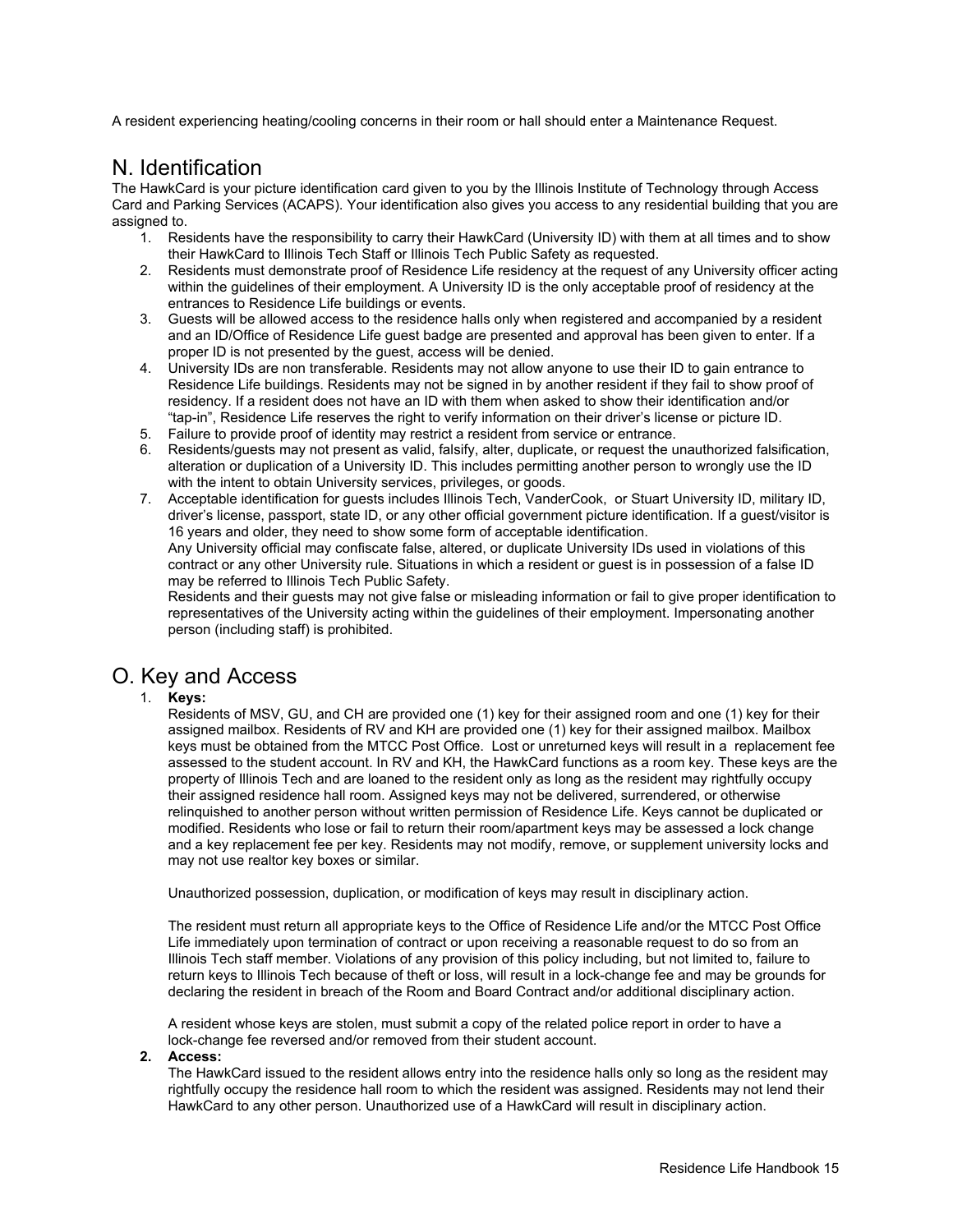A resident experiencing heating/cooling concerns in their room or hall should enter a Maintenance Request.

## N. Identification

The HawkCard is your picture identification card given to you by the Illinois Institute of Technology through Access Card and Parking Services (ACAPS). Your identification also gives you access to any residential building that you are assigned to.

1. Residents have the responsibility to carry their HawkCard (University ID) with them at all times and to show their HawkCard to Illinois Tech Staff or Illinois Tech Public Safety as requested.
2. Residents must demonstrate proof of Residence Life residency at the request of any University officer acting within the guidelines of their employment. A University ID is the only acceptable proof of residency at the entrances to Residence Life buildings or events.
3. Guests will be allowed access to the residence halls only when registered and accompanied by a resident and an ID/Office of Residence Life guest badge are presented and approval has been given to enter. If a proper ID is not presented by the guest, access will be denied.
4. University IDs are non transferable. Residents may not allow anyone to use their ID to gain entrance to Residence Life buildings. Residents may not be signed in by another resident if they fail to show proof of residency. If a resident does not have an ID with them when asked to show their identification and/or "tap-in", Residence Life reserves the right to verify information on their driver's license or picture ID.
5. Failure to provide proof of identity may restrict a resident from service or entrance.
6. Residents/guests may not present as valid, falsify, alter, duplicate, or request the unauthorized falsification, alteration or duplication of a University ID. This includes permitting another person to wrongly use the ID with the intent to obtain University services, privileges, or goods.
7. Acceptable identification for guests includes Illinois Tech, VanderCook, or Stuart University ID, military ID, driver's license, passport, state ID, or any other official government picture identification. If a guest/visitor is 16 years and older, they need to show some form of acceptable identification.
   Any University official may confiscate false, altered, or duplicate University IDs used in violations of this contract or any other University rule. Situations in which a resident or guest is in possession of a false ID may be referred to Illinois Tech Public Safety.
   Residents and their guests may not give false or misleading information or fail to give proper identification to representatives of the University acting within the guidelines of their employment. Impersonating another person (including staff) is prohibited.

## O. Key and Access

1. **Keys:**
   Residents of MSV, GU, and CH are provided one (1) key for their assigned room and one (1) key for their assigned mailbox. Residents of RV and KH are provided one (1) key for their assigned mailbox. Mailbox keys must be obtained from the MTCC Post Office. Lost or unreturned keys will result in a replacement fee assessed to the student account. In RV and KH, the HawkCard functions as a room key. These keys are the property of Illinois Tech and are loaned to the resident only as long as the resident may rightfully occupy their assigned residence hall room. Assigned keys may not be delivered, surrendered, or otherwise relinquished to another person without written permission of Residence Life. Keys cannot be duplicated or modified. Residents who lose or fail to return their room/apartment keys may be assessed a lock change and a key replacement fee per key. Residents may not modify, remove, or supplement university locks and may not use realtor key boxes or similar.

   Unauthorized possession, duplication, or modification of keys may result in disciplinary action.

   The resident must return all appropriate keys to the Office of Residence Life and/or the MTCC Post Office Life immediately upon termination of contract or upon receiving a reasonable request to do so from an Illinois Tech staff member. Violations of any provision of this policy including, but not limited to, failure to return keys to Illinois Tech because of theft or loss, will result in a lock-change fee and may be grounds for declaring the resident in breach of the Room and Board Contract and/or additional disciplinary action.

   A resident whose keys are stolen, must submit a copy of the related police report in order to have a lock-change fee reversed and/or removed from their student account.
2. **Access:**
   The HawkCard issued to the resident allows entry into the residence halls only so long as the resident may rightfully occupy the residence hall room to which the resident was assigned. Residents may not lend their HawkCard to any other person. Unauthorized use of a HawkCard will result in disciplinary action.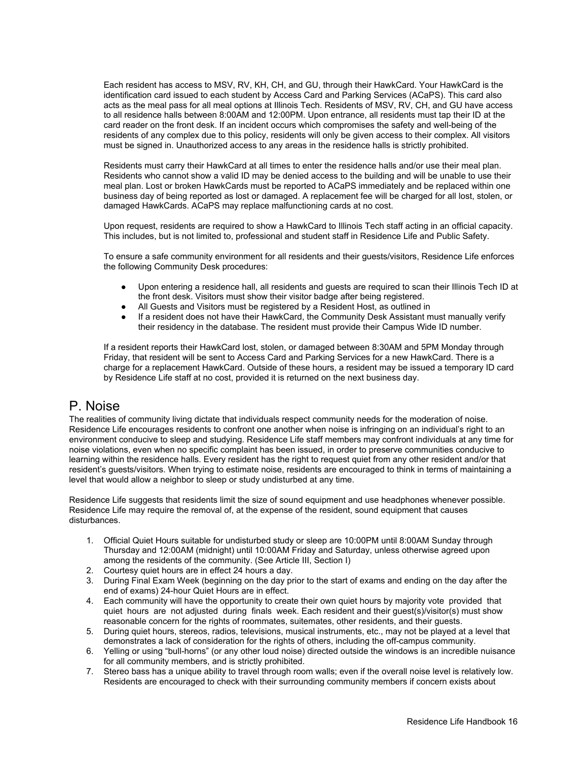Each resident has access to MSV, RV, KH, CH, and GU, through their HawkCard. Your HawkCard is the identification card issued to each student by Access Card and Parking Services (ACaPS). This card also acts as the meal pass for all meal options at Illinois Tech. Residents of MSV, RV, CH, and GU have access to all residence halls between 8:00AM and 12:00PM. Upon entrance, all residents must tap their ID at the card reader on the front desk. If an incident occurs which compromises the safety and well-being of the residents of any complex due to this policy, residents will only be given access to their complex. All visitors must be signed in. Unauthorized access to any areas in the residence halls is strictly prohibited.

Residents must carry their HawkCard at all times to enter the residence halls and/or use their meal plan. Residents who cannot show a valid ID may be denied access to the building and will be unable to use their meal plan. Lost or broken HawkCards must be reported to ACaPS immediately and be replaced within one business day of being reported as lost or damaged. A replacement fee will be charged for all lost, stolen, or damaged HawkCards. ACaPS may replace malfunctioning cards at no cost.

Upon request, residents are required to show a HawkCard to Illinois Tech staff acting in an official capacity. This includes, but is not limited to, professional and student staff in Residence Life and Public Safety.

To ensure a safe community environment for all residents and their guests/visitors, Residence Life enforces the following Community Desk procedures:

- Upon entering a residence hall, all residents and guests are required to scan their Illinois Tech ID at the front desk. Visitors must show their visitor badge after being registered.
- All Guests and Visitors must be registered by a Resident Host, as outlined in
- If a resident does not have their HawkCard, the Community Desk Assistant must manually verify their residency in the database. The resident must provide their Campus Wide ID number.

If a resident reports their HawkCard lost, stolen, or damaged between 8:30AM and 5PM Monday through Friday, that resident will be sent to Access Card and Parking Services for a new HawkCard. There is a charge for a replacement HawkCard. Outside of these hours, a resident may be issued a temporary ID card by Residence Life staff at no cost, provided it is returned on the next business day.

## P. Noise

The realities of community living dictate that individuals respect community needs for the moderation of noise. Residence Life encourages residents to confront one another when noise is infringing on an individual's right to an environment conducive to sleep and studying. Residence Life staff members may confront individuals at any time for noise violations, even when no specific complaint has been issued, in order to preserve communities conducive to learning within the residence halls. Every resident has the right to request quiet from any other resident and/or that resident's guests/visitors. When trying to estimate noise, residents are encouraged to think in terms of maintaining a level that would allow a neighbor to sleep or study undisturbed at any time.

Residence Life suggests that residents limit the size of sound equipment and use headphones whenever possible. Residence Life may require the removal of, at the expense of the resident, sound equipment that causes disturbances.

1. Official Quiet Hours suitable for undisturbed study or sleep are 10:00PM until 8:00AM Sunday through Thursday and 12:00AM (midnight) until 10:00AM Friday and Saturday, unless otherwise agreed upon among the residents of the community. (See Article III, Section I)
2. Courtesy quiet hours are in effect 24 hours a day.
3. During Final Exam Week (beginning on the day prior to the start of exams and ending on the day after the end of exams) 24-hour Quiet Hours are in effect.
4. Each community will have the opportunity to create their own quiet hours by majority vote provided that quiet hours are not adjusted during finals week. Each resident and their guest(s)/visitor(s) must show reasonable concern for the rights of roommates, suitemates, other residents, and their guests.
5. During quiet hours, stereos, radios, televisions, musical instruments, etc., may not be played at a level that demonstrates a lack of consideration for the rights of others, including the off-campus community.
6. Yelling or using "bull-horns" (or any other loud noise) directed outside the windows is an incredible nuisance for all community members, and is strictly prohibited.
7. Stereo bass has a unique ability to travel through room walls; even if the overall noise level is relatively low. Residents are encouraged to check with their surrounding community members if concern exists about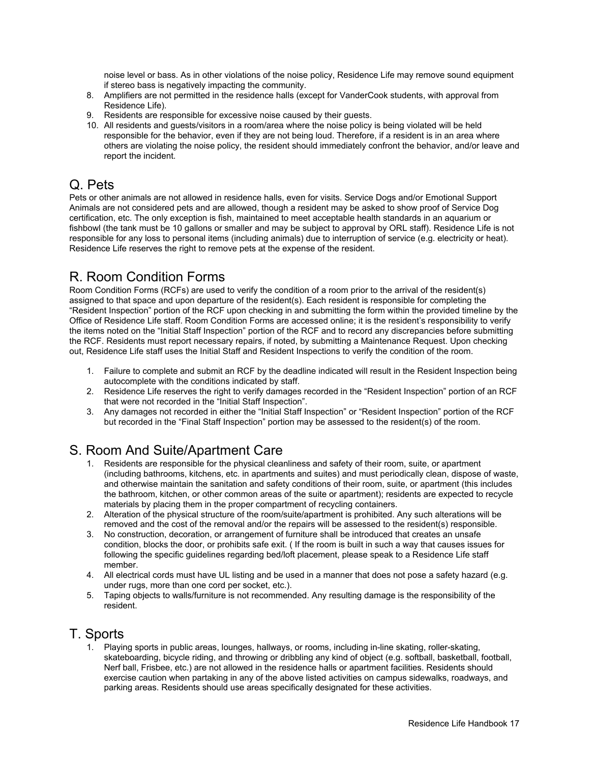noise level or bass. As in other violations of the noise policy, Residence Life may remove sound equipment if stereo bass is negatively impacting the community.

8. Amplifiers are not permitted in the residence halls (except for VanderCook students, with approval from Residence Life).
9. Residents are responsible for excessive noise caused by their guests.
10. All residents and guests/visitors in a room/area where the noise policy is being violated will be held responsible for the behavior, even if they are not being loud. Therefore, if a resident is in an area where others are violating the noise policy, the resident should immediately confront the behavior, and/or leave and report the incident.

## Q. Pets

Pets or other animals are not allowed in residence halls, even for visits. Service Dogs and/or Emotional Support Animals are not considered pets and are allowed, though a resident may be asked to show proof of Service Dog certification, etc. The only exception is fish, maintained to meet acceptable health standards in an aquarium or fishbowl (the tank must be 10 gallons or smaller and may be subject to approval by ORL staff). Residence Life is not responsible for any loss to personal items (including animals) due to interruption of service (e.g. electricity or heat). Residence Life reserves the right to remove pets at the expense of the resident.

## R. Room Condition Forms

Room Condition Forms (RCFs) are used to verify the condition of a room prior to the arrival of the resident(s) assigned to that space and upon departure of the resident(s). Each resident is responsible for completing the "Resident Inspection" portion of the RCF upon checking in and submitting the form within the provided timeline by the Office of Residence Life staff. Room Condition Forms are accessed online; it is the resident's responsibility to verify the items noted on the "Initial Staff Inspection" portion of the RCF and to record any discrepancies before submitting the RCF. Residents must report necessary repairs, if noted, by submitting a Maintenance Request. Upon checking out, Residence Life staff uses the Initial Staff and Resident Inspections to verify the condition of the room.

1. Failure to complete and submit an RCF by the deadline indicated will result in the Resident Inspection being autocomplete with the conditions indicated by staff.
2. Residence Life reserves the right to verify damages recorded in the "Resident Inspection" portion of an RCF that were not recorded in the "Initial Staff Inspection".
3. Any damages not recorded in either the "Initial Staff Inspection" or "Resident Inspection" portion of the RCF but recorded in the "Final Staff Inspection" portion may be assessed to the resident(s) of the room.

## S. Room And Suite/Apartment Care

1. Residents are responsible for the physical cleanliness and safety of their room, suite, or apartment (including bathrooms, kitchens, etc. in apartments and suites) and must periodically clean, dispose of waste, and otherwise maintain the sanitation and safety conditions of their room, suite, or apartment (this includes the bathroom, kitchen, or other common areas of the suite or apartment); residents are expected to recycle materials by placing them in the proper compartment of recycling containers.
2. Alteration of the physical structure of the room/suite/apartment is prohibited. Any such alterations will be removed and the cost of the removal and/or the repairs will be assessed to the resident(s) responsible.
3. No construction, decoration, or arrangement of furniture shall be introduced that creates an unsafe condition, blocks the door, or prohibits safe exit. ( If the room is built in such a way that causes issues for following the specific guidelines regarding bed/loft placement, please speak to a Residence Life staff member.
4. All electrical cords must have UL listing and be used in a manner that does not pose a safety hazard (e.g. under rugs, more than one cord per socket, etc.).
5. Taping objects to walls/furniture is not recommended. Any resulting damage is the responsibility of the resident.

## T. Sports

1. Playing sports in public areas, lounges, hallways, or rooms, including in-line skating, roller-skating, skateboarding, bicycle riding, and throwing or dribbling any kind of object (e.g. softball, basketball, football, Nerf ball, Frisbee, etc.) are not allowed in the residence halls or apartment facilities. Residents should exercise caution when partaking in any of the above listed activities on campus sidewalks, roadways, and parking areas. Residents should use areas specifically designated for these activities.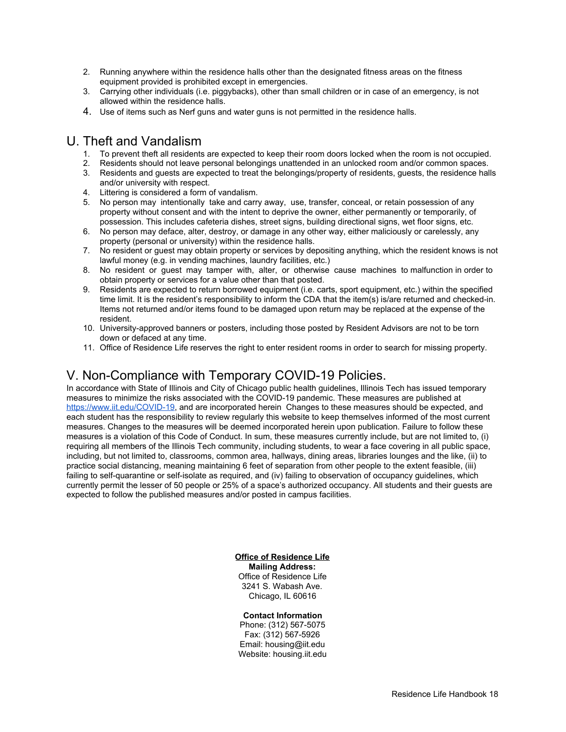2. Running anywhere within the residence halls other than the designated fitness areas on the fitness equipment provided is prohibited except in emergencies.
3. Carrying other individuals (i.e. piggybacks), other than small children or in case of an emergency, is not allowed within the residence halls.
4. Use of items such as Nerf guns and water guns is not permitted in the residence halls.

## U. Theft and Vandalism

1. To prevent theft all residents are expected to keep their room doors locked when the room is not occupied.
2. Residents should not leave personal belongings unattended in an unlocked room and/or common spaces.
3. Residents and guests are expected to treat the belongings/property of residents, guests, the residence halls and/or university with respect.
4. Littering is considered a form of vandalism.
5. No person may intentionally take and carry away, use, transfer, conceal, or retain possession of any property without consent and with the intent to deprive the owner, either permanently or temporarily, of possession. This includes cafeteria dishes, street signs, building directional signs, wet floor signs, etc.
6. No person may deface, alter, destroy, or damage in any other way, either maliciously or carelessly, any property (personal or university) within the residence halls.
7. No resident or guest may obtain property or services by depositing anything, which the resident knows is not lawful money (e.g. in vending machines, laundry facilities, etc.)
8. No resident or guest may tamper with, alter, or otherwise cause machines to malfunction in order to obtain property or services for a value other than that posted.
9. Residents are expected to return borrowed equipment (i.e. carts, sport equipment, etc.) within the specified time limit. It is the resident's responsibility to inform the CDA that the item(s) is/are returned and checked-in. Items not returned and/or items found to be damaged upon return may be replaced at the expense of the resident.
10. University-approved banners or posters, including those posted by Resident Advisors are not to be torn down or defaced at any time.
11. Office of Residence Life reserves the right to enter resident rooms in order to search for missing property.

## V. Non-Compliance with Temporary COVID-19 Policies.

In accordance with State of Illinois and City of Chicago public health guidelines, Illinois Tech has issued temporary measures to minimize the risks associated with the COVID-19 pandemic. These measures are published at https://www.iit.edu/COVID-19, and are incorporated herein Changes to these measures should be expected, and each student has the responsibility to review regularly this website to keep themselves informed of the most current measures. Changes to the measures will be deemed incorporated herein upon publication. Failure to follow these measures is a violation of this Code of Conduct. In sum, these measures currently include, but are not limited to, (i) requiring all members of the Illinois Tech community, including students, to wear a face covering in all public space, including, but not limited to, classrooms, common area, hallways, dining areas, libraries lounges and the like, (ii) to practice social distancing, meaning maintaining 6 feet of separation from other people to the extent feasible, (iii) failing to self-quarantine or self-isolate as required, and (iv) failing to observation of occupancy guidelines, which currently permit the lesser of 50 people or 25% of a space's authorized occupancy. All students and their guests are expected to follow the published measures and/or posted in campus facilities.

**Office of Residence Life**
**Mailing Address:**
Office of Residence Life
3241 S. Wabash Ave.
Chicago, IL 60616

**Contact Information**
Phone: (312) 567-5075
Fax: (312) 567-5926
Email: housing@iit.edu
Website: housing.iit.edu